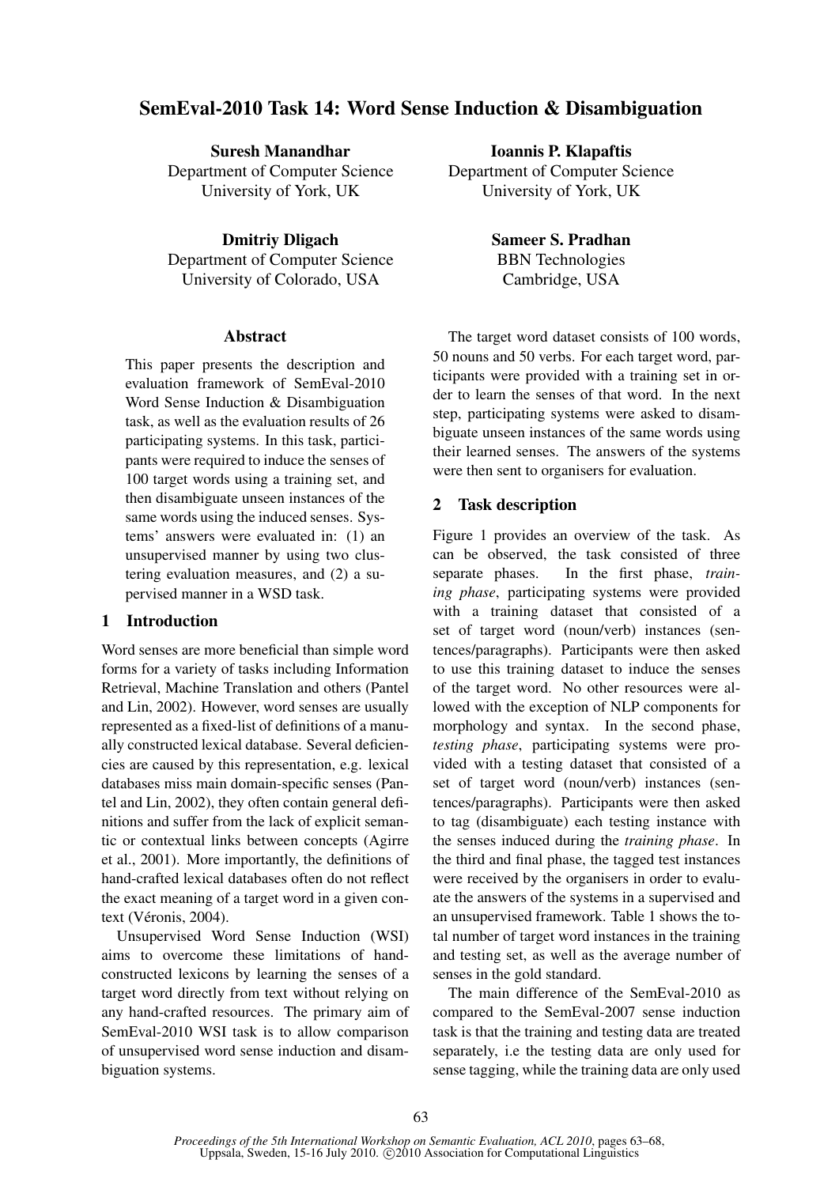# SemEval-2010 Task 14: Word Sense Induction & Disambiguation

**Suresh Manandhar**
Department of Computer Science
University of York, UK

**Ioannis P. Klapaftis**
Department of Computer Science
University of York, UK

**Dmitriy Dligach**
Department of Computer Science
University of Colorado, USA

**Sameer S. Pradhan**
BBN Technologies
Cambridge, USA

## Abstract

This paper presents the description and evaluation framework of SemEval-2010 Word Sense Induction & Disambiguation task, as well as the evaluation results of 26 participating systems. In this task, participants were required to induce the senses of 100 target words using a training set, and then disambiguate unseen instances of the same words using the induced senses. Systems' answers were evaluated in: (1) an unsupervised manner by using two clustering evaluation measures, and (2) a supervised manner in a WSD task.

## 1 Introduction

Word senses are more beneficial than simple word forms for a variety of tasks including Information Retrieval, Machine Translation and others (Pantel and Lin, 2002). However, word senses are usually represented as a fixed-list of definitions of a manually constructed lexical database. Several deficiencies are caused by this representation, e.g. lexical databases miss main domain-specific senses (Pantel and Lin, 2002), they often contain general definitions and suffer from the lack of explicit semantic or contextual links between concepts (Agirre et al., 2001). More importantly, the definitions of hand-crafted lexical databases often do not reflect the exact meaning of a target word in a given context (Véronis, 2004).

Unsupervised Word Sense Induction (WSI) aims to overcome these limitations of hand-constructed lexicons by learning the senses of a target word directly from text without relying on any hand-crafted resources. The primary aim of SemEval-2010 WSI task is to allow comparison of unsupervised word sense induction and disambiguation systems.

The target word dataset consists of 100 words, 50 nouns and 50 verbs. For each target word, participants were provided with a training set in order to learn the senses of that word. In the next step, participating systems were asked to disambiguate unseen instances of the same words using their learned senses. The answers of the systems were then sent to organisers for evaluation.

## 2 Task description

Figure 1 provides an overview of the task. As can be observed, the task consisted of three separate phases. In the first phase, *training phase*, participating systems were provided with a training dataset that consisted of a set of target word (noun/verb) instances (sentences/paragraphs). Participants were then asked to use this training dataset to induce the senses of the target word. No other resources were allowed with the exception of NLP components for morphology and syntax. In the second phase, *testing phase*, participating systems were provided with a testing dataset that consisted of a set of target word (noun/verb) instances (sentences/paragraphs). Participants were then asked to tag (disambiguate) each testing instance with the senses induced during the *training phase*. In the third and final phase, the tagged test instances were received by the organisers in order to evaluate the answers of the systems in a supervised and an unsupervised framework. Table 1 shows the total number of target word instances in the training and testing set, as well as the average number of senses in the gold standard.

The main difference of the SemEval-2010 as compared to the SemEval-2007 sense induction task is that the training and testing data are treated separately, i.e the testing data are only used for sense tagging, while the training data are only used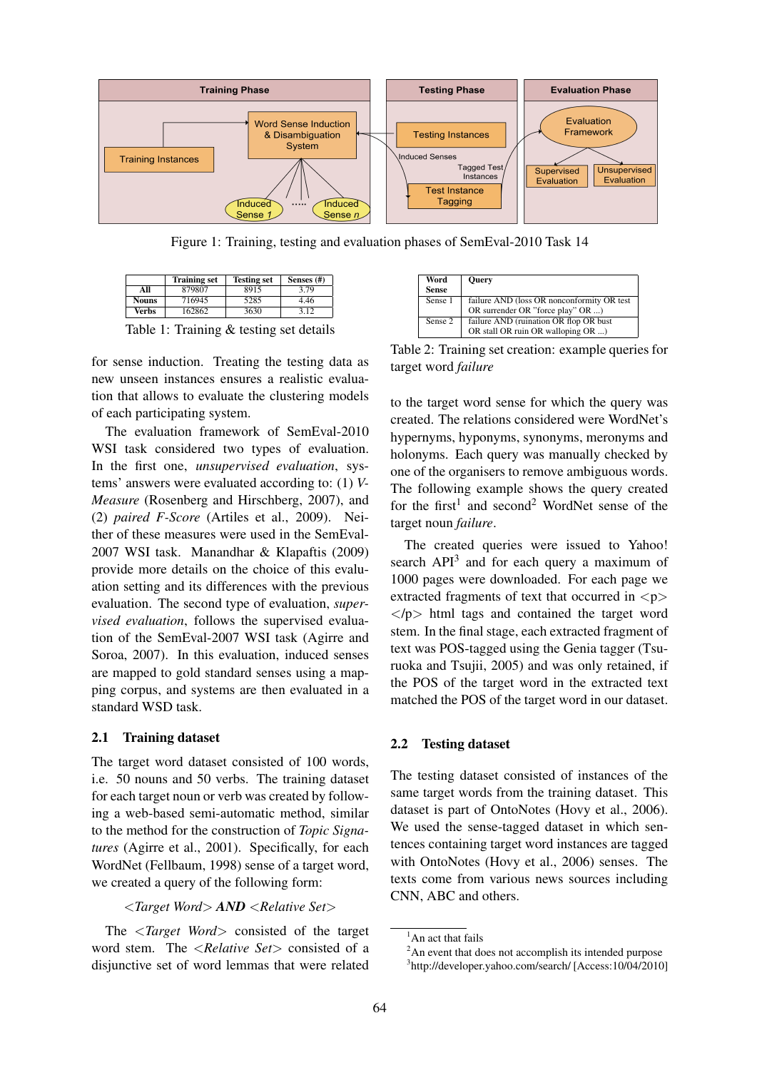Figure 1: Training, testing and evaluation phases of SemEval-2010 Task 14

| | Training set | Testing set | Senses (#) |
|---|---|---|---|
| **All** | 879807 | 8915 | 3.79 |
| **Nouns** | 716945 | 5285 | 4.46 |
| **Verbs** | 162862 | 3630 | 3.12 |

Table 1: Training & testing set details

for sense induction. Treating the testing data as new unseen instances ensures a realistic evaluation that allows to evaluate the clustering models of each participating system.

The evaluation framework of SemEval-2010 WSI task considered two types of evaluation. In the first one, *unsupervised evaluation*, systems' answers were evaluated according to: (1) *V-Measure* (Rosenberg and Hirschberg, 2007), and (2) *paired F-Score* (Artiles et al., 2009). Neither of these measures were used in the SemEval-2007 WSI task. Manandhar & Klapaftis (2009) provide more details on the choice of this evaluation setting and its differences with the previous evaluation. The second type of evaluation, *supervised evaluation*, follows the supervised evaluation of the SemEval-2007 WSI task (Agirre and Soroa, 2007). In this evaluation, induced senses are mapped to gold standard senses using a mapping corpus, and systems are then evaluated in a standard WSD task.

## 2.1 Training dataset

The target word dataset consisted of 100 words, i.e. 50 nouns and 50 verbs. The training dataset for each target noun or verb was created by following a web-based semi-automatic method, similar to the method for the construction of *Topic Signatures* (Agirre et al., 2001). Specifically, for each WordNet (Fellbaum, 1998) sense of a target word, we created a query of the following form:

*<Target Word>* ***AND*** *<Relative Set>*

The *<Target Word>* consisted of the target word stem. The *<Relative Set>* consisted of a disjunctive set of word lemmas that were related

| Word Sense | Query |
|---|---|
| Sense 1 | failure AND (loss OR nonconformity OR test OR surrender OR "force play" OR ...) |
| Sense 2 | failure AND (ruination OR flop OR bust OR stall OR ruin OR walloping OR ...) |

Table 2: Training set creation: example queries for target word *failure*

to the target word sense for which the query was created. The relations considered were WordNet's hypernyms, hyponyms, synonyms, meronyms and holonyms. Each query was manually checked by one of the organisers to remove ambiguous words. The following example shows the query created for the first[1] and second[2] WordNet sense of the target noun *failure*.

The created queries were issued to Yahoo! search API[3] and for each query a maximum of 1000 pages were downloaded. For each page we extracted fragments of text that occurred in <p> </p> html tags and contained the target word stem. In the final stage, each extracted fragment of text was POS-tagged using the Genia tagger (Tsuruoka and Tsujii, 2005) and was only retained, if the POS of the target word in the extracted text matched the POS of the target word in our dataset.

## 2.2 Testing dataset

The testing dataset consisted of instances of the same target words from the training dataset. This dataset is part of OntoNotes (Hovy et al., 2006). We used the sense-tagged dataset in which sentences containing target word instances are tagged with OntoNotes (Hovy et al., 2006) senses. The texts come from various news sources including CNN, ABC and others.

[1] An act that fails

[2] An event that does not accomplish its intended purpose

[3] http://developer.yahoo.com/search/ [Access:10/04/2010]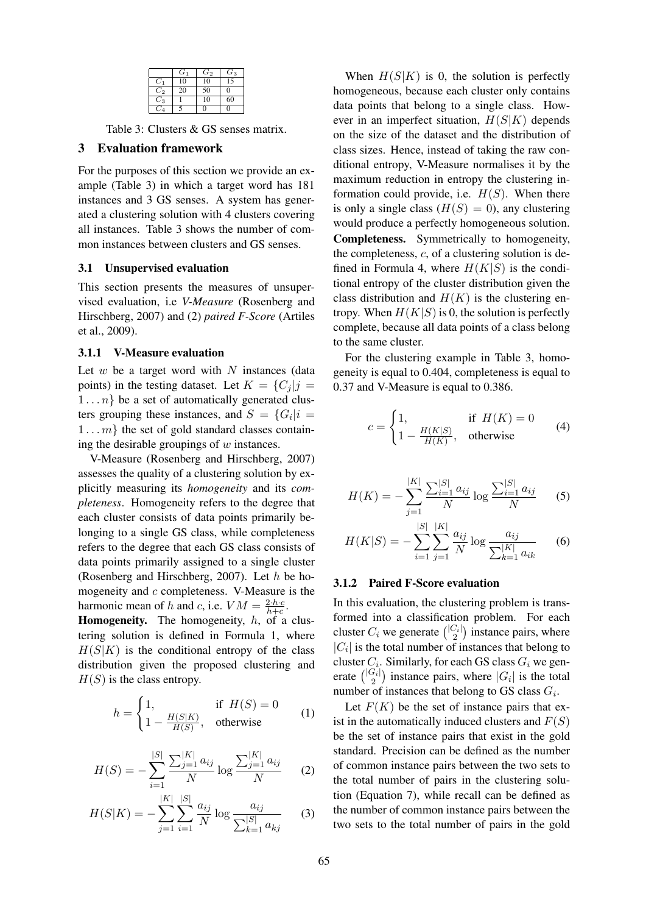|  | $G_1$ | $G_2$ | $G_3$ |
|---|---|---|---|
| $C_1$ | 10 | 10 | 15 |
| $C_2$ | 20 | 50 | 0 |
| $C_3$ | 1 | 10 | 60 |
| $C_4$ | 5 | 0 | 0 |

Table 3: Clusters & GS senses matrix.

## 3 Evaluation framework

For the purposes of this section we provide an example (Table 3) in which a target word has 181 instances and 3 GS senses. A system has generated a clustering solution with 4 clusters covering all instances. Table 3 shows the number of common instances between clusters and GS senses.

### 3.1 Unsupervised evaluation

This section presents the measures of unsupervised evaluation, i.e *V-Measure* (Rosenberg and Hirschberg, 2007) and (2) *paired F-Score* (Artiles et al., 2009).

#### 3.1.1 V-Measure evaluation

Let $w$ be a target word with $N$ instances (data points) in the testing dataset. Let $K = \{C_j | j = 1 \dots n\}$ be a set of automatically generated clusters grouping these instances, and $S = \{G_i | i = 1 \dots m\}$ the set of gold standard classes containing the desirable groupings of $w$ instances.

V-Measure (Rosenberg and Hirschberg, 2007) assesses the quality of a clustering solution by explicitly measuring its *homogeneity* and its *completeness*. Homogeneity refers to the degree that each cluster consists of data points primarily belonging to a single GS class, while completeness refers to the degree that each GS class consists of data points primarily assigned to a single cluster (Rosenberg and Hirschberg, 2007). Let $h$ be homogeneity and $c$ completeness. V-Measure is the harmonic mean of $h$ and $c$, i.e. $VM = \frac{2 \cdot h \cdot c}{h + c}$.

**Homogeneity.** The homogeneity, $h$, of a clustering solution is defined in Formula 1, where $H(S|K)$ is the conditional entropy of the class distribution given the proposed clustering and $H(S)$ is the class entropy.

$$h = \begin{cases} 1, & \text{if } H(S) = 0 \\ 1 - \frac{H(S|K)}{H(S)}, & \text{otherwise} \end{cases} \quad (1)$$

$$H(S) = -\sum_{i=1}^{|S|} \frac{\sum_{j=1}^{|K|} a_{ij}}{N} \log \frac{\sum_{j=1}^{|K|} a_{ij}}{N} \quad (2)$$

$$H(S|K) = -\sum_{j=1}^{|K|} \sum_{i=1}^{|S|} \frac{a_{ij}}{N} \log \frac{a_{ij}}{\sum_{k=1}^{|S|} a_{kj}} \quad (3)$$

When $H(S|K)$ is 0, the solution is perfectly homogeneous, because each cluster only contains data points that belong to a single class. However in an imperfect situation, $H(S|K)$ depends on the size of the dataset and the distribution of class sizes. Hence, instead of taking the raw conditional entropy, V-Measure normalises it by the maximum reduction in entropy the clustering information could provide, i.e. $H(S)$. When there is only a single class ($H(S) = 0$), any clustering would produce a perfectly homogeneous solution.

**Completeness.** Symmetrically to homogeneity, the completeness, $c$, of a clustering solution is defined in Formula 4, where $H(K|S)$ is the conditional entropy of the cluster distribution given the class distribution and $H(K)$ is the clustering entropy. When $H(K|S)$ is 0, the solution is perfectly complete, because all data points of a class belong to the same cluster.

For the clustering example in Table 3, homogeneity is equal to 0.404, completeness is equal to 0.37 and V-Measure is equal to 0.386.

$$c = \begin{cases} 1, & \text{if } H(K) = 0 \\ 1 - \frac{H(K|S)}{H(K)}, & \text{otherwise} \end{cases} \quad (4)$$

$$H(K) = -\sum_{j=1}^{|K|} \frac{\sum_{i=1}^{|S|} a_{ij}}{N} \log \frac{\sum_{i=1}^{|S|} a_{ij}}{N} \quad (5)$$

$$H(K|S) = -\sum_{i=1}^{|S|} \sum_{j=1}^{|K|} \frac{a_{ij}}{N} \log \frac{a_{ij}}{\sum_{k=1}^{|K|} a_{ik}} \quad (6)$$

#### 3.1.2 Paired F-Score evaluation

In this evaluation, the clustering problem is transformed into a classification problem. For each cluster $C_i$ we generate $\binom{|C_i|}{2}$ instance pairs, where $|C_i|$ is the total number of instances that belong to cluster $C_i$. Similarly, for each GS class $G_i$ we generate $\binom{|G_i|}{2}$ instance pairs, where $|G_i|$ is the total number of instances that belong to GS class $G_i$.

Let $F(K)$ be the set of instance pairs that exist in the automatically induced clusters and $F(S)$ be the set of instance pairs that exist in the gold standard. Precision can be defined as the number of common instance pairs between the two sets to the total number of pairs in the clustering solution (Equation 7), while recall can be defined as the number of common instance pairs between the two sets to the total number of pairs in the gold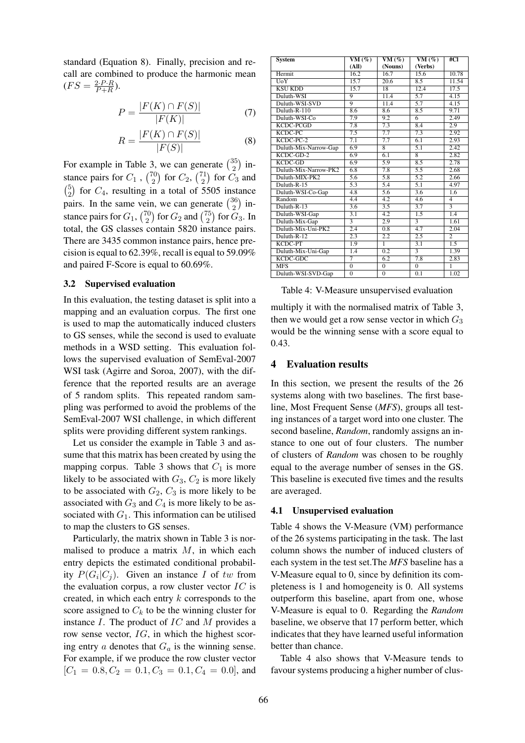standard (Equation 8). Finally, precision and recall are combined to produce the harmonic mean ($FS = \frac{2 \cdot P \cdot R}{P+R}$).

$$P = \frac{|F(K) \cap F(S)|}{|F(K)|} \quad (7)$$

$$R = \frac{|F(K) \cap F(S)|}{|F(S)|} \quad (8)$$

For example in Table 3, we can generate $\binom{35}{2}$ instance pairs for $C_1$ , $\binom{70}{2}$ for $C_2$, $\binom{71}{2}$ for $C_3$ and $\binom{5}{2}$ for $C_4$, resulting in a total of 5505 instance pairs. In the same vein, we can generate $\binom{36}{2}$ instance pairs for $G_1$, $\binom{70}{2}$ for $G_2$ and $\binom{75}{2}$ for $G_3$. In total, the GS classes contain 5820 instance pairs. There are 3435 common instance pairs, hence precision is equal to 62.39%, recall is equal to 59.09% and paired F-Score is equal to 60.69%.

### 3.2 Supervised evaluation

In this evaluation, the testing dataset is split into a mapping and an evaluation corpus. The first one is used to map the automatically induced clusters to GS senses, while the second is used to evaluate methods in a WSD setting. This evaluation follows the supervised evaluation of SemEval-2007 WSI task (Agirre and Soroa, 2007), with the difference that the reported results are an average of 5 random splits. This repeated random sampling was performed to avoid the problems of the SemEval-2007 WSI challenge, in which different splits were providing different system rankings.

Let us consider the example in Table 3 and assume that this matrix has been created by using the mapping corpus. Table 3 shows that $C_1$ is more likely to be associated with $G_3$, $C_2$ is more likely to be associated with $G_2$, $C_3$ is more likely to be associated with $G_3$ and $C_4$ is more likely to be associated with $G_1$. This information can be utilised to map the clusters to GS senses.

Particularly, the matrix shown in Table 3 is normalised to produce a matrix $M$, in which each entry depicts the estimated conditional probability $P(G_i|C_j)$. Given an instance $I$ of $tw$ from the evaluation corpus, a row cluster vector $IC$ is created, in which each entry $k$ corresponds to the score assigned to $C_k$ to be the winning cluster for instance $I$. The product of $IC$ and $M$ provides a row sense vector, $IG$, in which the highest scoring entry $a$ denotes that $G_a$ is the winning sense. For example, if we produce the row cluster vector $[C_1 = 0.8, C_2 = 0.1, C_3 = 0.1, C_4 = 0.0]$, and multiply it with the normalised matrix of Table 3, then we would get a row sense vector in which $G_3$ would be the winning sense with a score equal to 0.43.

| System | VM (%) (All) | VM (%) (Nouns) | VM (%) (Verbs) | #Cl |
|---|---|---|---|---|
| Hermit | 16.2 | 16.7 | 15.6 | 10.78 |
| UoY | 15.7 | 20.6 | 8.5 | 11.54 |
| KSU KDD | 15.7 | 18 | 12.4 | 17.5 |
| Duluth-WSI | 9 | 11.4 | 5.7 | 4.15 |
| Duluth-WSI-SVD | 9 | 11.4 | 5.7 | 4.15 |
| Duluth-R-110 | 8.6 | 8.6 | 8.5 | 9.71 |
| Duluth-WSI-Co | 7.9 | 9.2 | 6 | 2.49 |
| KCDC-PCGD | 7.8 | 7.3 | 8.4 | 2.9 |
| KCDC-PC | 7.5 | 7.7 | 7.3 | 2.92 |
| KCDC-PC-2 | 7.1 | 7.7 | 6.1 | 2.93 |
| Duluth-Mix-Narrow-Gap | 6.9 | 8 | 5.1 | 2.42 |
| KCDC-GD-2 | 6.9 | 6.1 | 8 | 2.82 |
| KCDC-GD | 6.9 | 5.9 | 8.5 | 2.78 |
| Duluth-Mix-Narrow-PK2 | 6.8 | 7.8 | 5.5 | 2.68 |
| Duluth-MIX-PK2 | 5.6 | 5.8 | 5.2 | 2.66 |
| Duluth-R-15 | 5.3 | 5.4 | 5.1 | 4.97 |
| Duluth-WSI-Co-Gap | 4.8 | 5.6 | 3.6 | 1.6 |
| Random | 4.4 | 4.2 | 4.6 | 4 |
| Duluth-R-13 | 3.6 | 3.5 | 3.7 | 3 |
| Duluth-WSI-Gap | 3.1 | 4.2 | 1.5 | 1.4 |
| Duluth-Mix-Gap | 3 | 2.9 | 3 | 1.61 |
| Duluth-Mix-Uni-PK2 | 2.4 | 0.8 | 4.7 | 2.04 |
| Duluth-R-12 | 2.3 | 2.2 | 2.5 | 2 |
| KCDC-PT | 1.9 | 1 | 3.1 | 1.5 |
| Duluth-Mix-Uni-Gap | 1.4 | 0.2 | 3 | 1.39 |
| KCDC-GDC | 7 | 6.2 | 7.8 | 2.83 |
| MFS | 0 | 0 | 0 | 1 |
| Duluth-WSI-SVD-Gap | 0 | 0 | 0.1 | 1.02 |

Table 4: V-Measure unsupervised evaluation

## 4 Evaluation results

In this section, we present the results of the 26 systems along with two baselines. The first baseline, Most Frequent Sense (*MFS*), groups all testing instances of a target word into one cluster. The second baseline, *Random*, randomly assigns an instance to one out of four clusters. The number of clusters of *Random* was chosen to be roughly equal to the average number of senses in the GS. This baseline is executed five times and the results are averaged.

### 4.1 Unsupervised evaluation

Table 4 shows the V-Measure (VM) performance of the 26 systems participating in the task. The last column shows the number of induced clusters of each system in the test set.The *MFS* baseline has a V-Measure equal to 0, since by definition its completeness is 1 and homogeneity is 0. All systems outperform this baseline, apart from one, whose V-Measure is equal to 0. Regarding the *Random* baseline, we observe that 17 perform better, which indicates that they have learned useful information better than chance.

Table 4 also shows that V-Measure tends to favour systems producing a higher number of clus-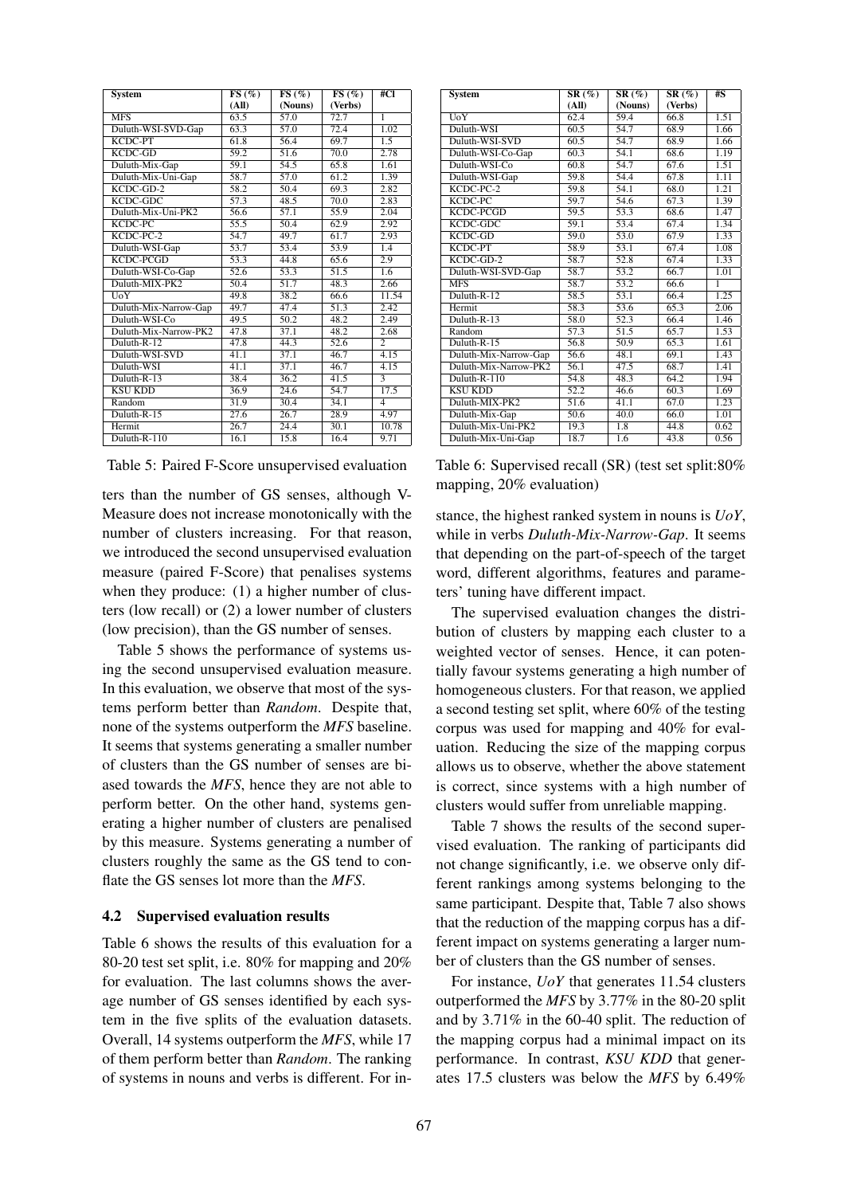| System | FS (%) (All) | FS (%) (Nouns) | FS (%) (Verbs) | #Cl |
|---|---|---|---|---|
| MFS | 63.5 | 57.0 | 72.7 | 1 |
| Duluth-WSI-SVD-Gap | 63.3 | 57.0 | 72.4 | 1.02 |
| KCDC-PT | 61.8 | 56.4 | 69.7 | 1.5 |
| KCDC-GD | 59.2 | 51.6 | 70.0 | 2.78 |
| Duluth-Mix-Gap | 59.1 | 54.5 | 65.8 | 1.61 |
| Duluth-Mix-Uni-Gap | 58.7 | 57.0 | 61.2 | 1.39 |
| KCDC-GD-2 | 58.2 | 50.4 | 69.3 | 2.82 |
| KCDC-GDC | 57.3 | 48.5 | 70.0 | 2.83 |
| Duluth-Mix-Uni-PK2 | 56.6 | 57.1 | 55.9 | 2.04 |
| KCDC-PC | 55.5 | 50.4 | 62.9 | 2.92 |
| KCDC-PC-2 | 54.7 | 49.7 | 61.7 | 2.93 |
| Duluth-WSI-Gap | 53.7 | 53.4 | 53.9 | 1.4 |
| KCDC-PCGD | 53.3 | 44.8 | 65.6 | 2.9 |
| Duluth-WSI-Co-Gap | 52.6 | 53.3 | 51.5 | 1.6 |
| Duluth-MIX-PK2 | 50.4 | 51.7 | 48.3 | 2.66 |
| UoY | 49.8 | 38.2 | 66.6 | 11.54 |
| Duluth-Mix-Narrow-Gap | 49.7 | 47.4 | 51.3 | 2.42 |
| Duluth-WSI-Co | 49.5 | 50.2 | 48.2 | 2.49 |
| Duluth-Mix-Narrow-PK2 | 47.8 | 37.1 | 48.2 | 2.68 |
| Duluth-R-12 | 47.8 | 44.3 | 52.6 | 2 |
| Duluth-WSI-SVD | 41.1 | 37.1 | 46.7 | 4.15 |
| Duluth-WSI | 41.1 | 37.1 | 46.7 | 4.15 |
| Duluth-R-13 | 38.4 | 36.2 | 41.5 | 3 |
| KSU KDD | 36.9 | 24.6 | 54.7 | 17.5 |
| Random | 31.9 | 30.4 | 34.1 | 4 |
| Duluth-R-15 | 27.6 | 26.7 | 28.9 | 4.97 |
| Hermit | 26.7 | 24.4 | 30.1 | 10.78 |
| Duluth-R-110 | 16.1 | 15.8 | 16.4 | 9.71 |

Table 5: Paired F-Score unsupervised evaluation

| System | SR (%) (All) | SR (%) (Nouns) | SR (%) (Verbs) | #S |
|---|---|---|---|---|
| UoY | 62.4 | 59.4 | 66.8 | 1.51 |
| Duluth-WSI | 60.5 | 54.7 | 68.9 | 1.66 |
| Duluth-WSI-SVD | 60.5 | 54.7 | 68.9 | 1.66 |
| Duluth-WSI-Co-Gap | 60.3 | 54.1 | 68.6 | 1.19 |
| Duluth-WSI-Co | 60.8 | 54.7 | 67.6 | 1.51 |
| Duluth-WSI-Gap | 59.8 | 54.4 | 67.8 | 1.11 |
| KCDC-PC-2 | 59.8 | 54.1 | 68.0 | 1.21 |
| KCDC-PC | 59.7 | 54.6 | 67.3 | 1.39 |
| KCDC-PCGD | 59.5 | 53.3 | 68.6 | 1.47 |
| KCDC-GDC | 59.1 | 53.4 | 67.4 | 1.34 |
| KCDC-GD | 59.0 | 53.0 | 67.9 | 1.33 |
| KCDC-PT | 58.9 | 53.1 | 67.4 | 1.08 |
| KCDC-GD-2 | 58.7 | 52.8 | 67.4 | 1.33 |
| Duluth-WSI-SVD-Gap | 58.7 | 53.2 | 66.7 | 1.01 |
| MFS | 58.7 | 53.2 | 66.6 | 1 |
| Duluth-R-12 | 58.5 | 53.1 | 66.4 | 1.25 |
| Hermit | 58.3 | 53.6 | 65.3 | 2.06 |
| Duluth-R-13 | 58.0 | 52.3 | 66.4 | 1.46 |
| Random | 57.3 | 51.5 | 65.7 | 1.53 |
| Duluth-R-15 | 56.8 | 50.9 | 65.3 | 1.61 |
| Duluth-Mix-Narrow-Gap | 56.6 | 48.1 | 69.1 | 1.43 |
| Duluth-Mix-Narrow-PK2 | 56.1 | 47.5 | 68.7 | 1.41 |
| Duluth-R-110 | 54.8 | 48.3 | 64.2 | 1.94 |
| KSU KDD | 52.2 | 46.6 | 60.3 | 1.69 |
| Duluth-MIX-PK2 | 51.6 | 41.1 | 67.0 | 1.23 |
| Duluth-Mix-Gap | 50.6 | 40.0 | 66.0 | 1.01 |
| Duluth-Mix-Uni-PK2 | 19.3 | 1.8 | 44.8 | 0.62 |
| Duluth-Mix-Uni-Gap | 18.7 | 1.6 | 43.8 | 0.56 |

Table 6: Supervised recall (SR) (test set split:80% mapping, 20% evaluation)

ters than the number of GS senses, although V-Measure does not increase monotonically with the number of clusters increasing. For that reason, we introduced the second unsupervised evaluation measure (paired F-Score) that penalises systems when they produce: (1) a higher number of clusters (low recall) or (2) a lower number of clusters (low precision), than the GS number of senses.

Table 5 shows the performance of systems using the second unsupervised evaluation measure. In this evaluation, we observe that most of the systems perform better than *Random*. Despite that, none of the systems outperform the *MFS* baseline. It seems that systems generating a smaller number of clusters than the GS number of senses are biased towards the *MFS*, hence they are not able to perform better. On the other hand, systems generating a higher number of clusters are penalised by this measure. Systems generating a number of clusters roughly the same as the GS tend to conflate the GS senses lot more than the *MFS*.

### 4.2 Supervised evaluation results

Table 6 shows the results of this evaluation for a 80-20 test set split, i.e. 80% for mapping and 20% for evaluation. The last columns shows the average number of GS senses identified by each system in the five splits of the evaluation datasets. Overall, 14 systems outperform the *MFS*, while 17 of them perform better than *Random*. The ranking of systems in nouns and verbs is different. For instance, the highest ranked system in nouns is *UoY*, while in verbs *Duluth-Mix-Narrow-Gap*. It seems that depending on the part-of-speech of the target word, different algorithms, features and parameters' tuning have different impact.

The supervised evaluation changes the distribution of clusters by mapping each cluster to a weighted vector of senses. Hence, it can potentially favour systems generating a high number of homogeneous clusters. For that reason, we applied a second testing set split, where 60% of the testing corpus was used for mapping and 40% for evaluation. Reducing the size of the mapping corpus allows us to observe, whether the above statement is correct, since systems with a high number of clusters would suffer from unreliable mapping.

Table 7 shows the results of the second supervised evaluation. The ranking of participants did not change significantly, i.e. we observe only different rankings among systems belonging to the same participant. Despite that, Table 7 also shows that the reduction of the mapping corpus has a different impact on systems generating a larger number of clusters than the GS number of senses.

For instance, *UoY* that generates 11.54 clusters outperformed the *MFS* by 3.77% in the 80-20 split and by 3.71% in the 60-40 split. The reduction of the mapping corpus had a minimal impact on its performance. In contrast, *KSU KDD* that generates 17.5 clusters was below the *MFS* by 6.49%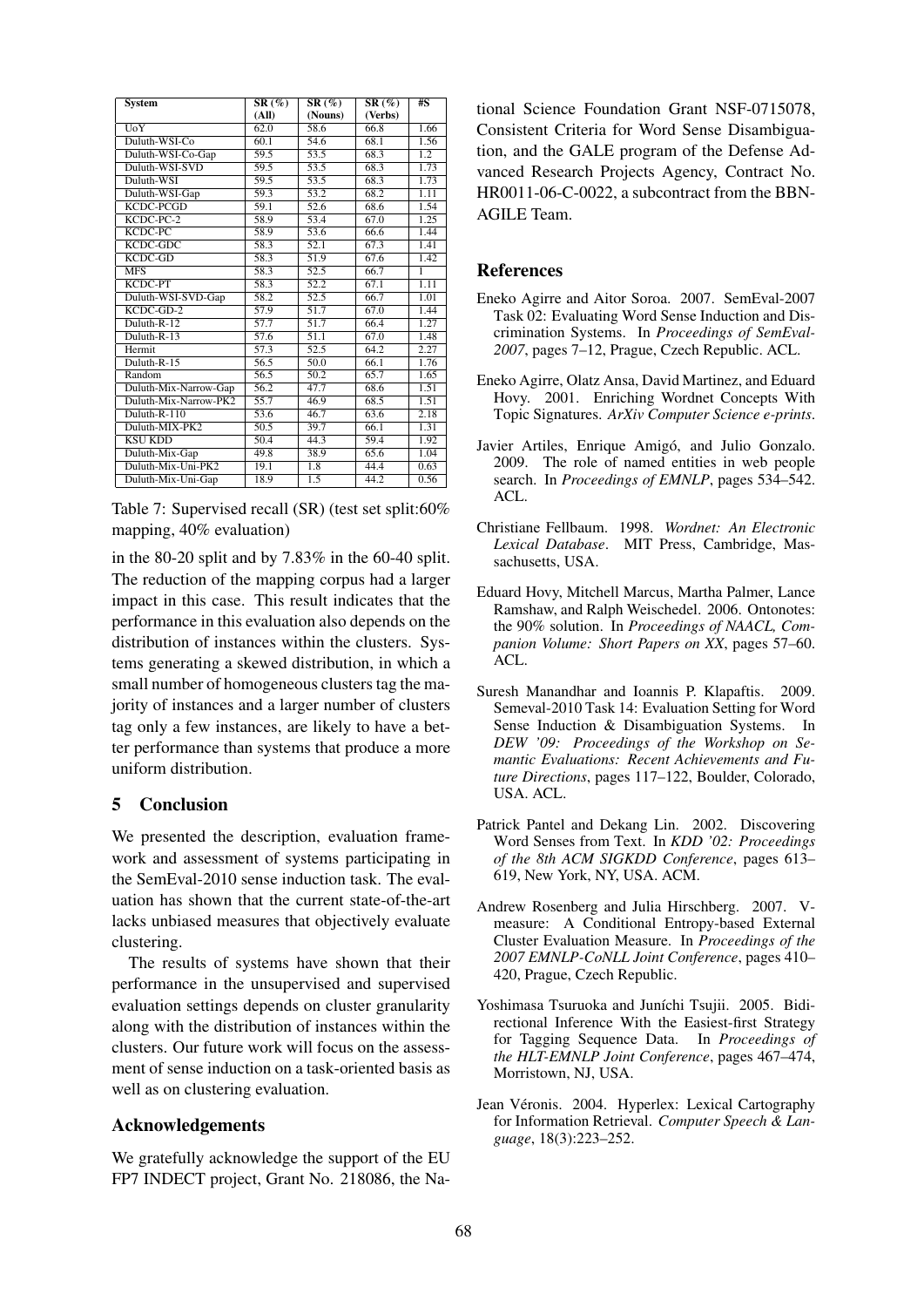| System | SR (%) (All) | SR (%) (Nouns) | SR (%) (Verbs) | #S |
|---|---|---|---|---|
| UoY | 62.0 | 58.6 | 66.8 | 1.66 |
| Duluth-WSI-Co | 60.1 | 54.6 | 68.1 | 1.56 |
| Duluth-WSI-Co-Gap | 59.5 | 53.5 | 68.3 | 1.2 |
| Duluth-WSI-SVD | 59.5 | 53.5 | 68.3 | 1.73 |
| Duluth-WSI | 59.5 | 53.5 | 68.3 | 1.73 |
| Duluth-WSI-Gap | 59.3 | 53.2 | 68.2 | 1.11 |
| KCDC-PCGD | 59.1 | 52.6 | 68.6 | 1.54 |
| KCDC-PC-2 | 58.9 | 53.4 | 67.0 | 1.25 |
| KCDC-PC | 58.9 | 53.6 | 66.6 | 1.44 |
| KCDC-GDC | 58.3 | 52.1 | 67.3 | 1.41 |
| KCDC-GD | 58.3 | 51.9 | 67.6 | 1.42 |
| MFS | 58.3 | 52.5 | 66.7 | 1 |
| KCDC-PT | 58.3 | 52.2 | 67.1 | 1.11 |
| Duluth-WSI-SVD-Gap | 58.2 | 52.5 | 66.7 | 1.01 |
| KCDC-GD-2 | 57.9 | 51.7 | 67.0 | 1.44 |
| Duluth-R-12 | 57.7 | 51.7 | 66.4 | 1.27 |
| Duluth-R-13 | 57.6 | 51.1 | 67.0 | 1.48 |
| Hermit | 57.3 | 52.5 | 64.2 | 2.27 |
| Duluth-R-15 | 56.5 | 50.0 | 66.1 | 1.76 |
| Random | 56.5 | 50.2 | 65.7 | 1.65 |
| Duluth-Mix-Narrow-Gap | 56.2 | 47.7 | 68.6 | 1.51 |
| Duluth-Mix-Narrow-PK2 | 55.7 | 46.9 | 68.5 | 1.51 |
| Duluth-R-110 | 53.6 | 46.7 | 63.6 | 2.18 |
| Duluth-MIX-PK2 | 50.5 | 39.7 | 66.1 | 1.31 |
| KSU KDD | 50.4 | 44.3 | 59.4 | 1.92 |
| Duluth-Mix-Gap | 49.8 | 38.9 | 65.6 | 1.04 |
| Duluth-Mix-Uni-PK2 | 19.1 | 1.8 | 44.4 | 0.63 |
| Duluth-Mix-Uni-Gap | 18.9 | 1.5 | 44.2 | 0.56 |

Table 7: Supervised recall (SR) (test set split:60% mapping, 40% evaluation)

in the 80-20 split and by 7.83% in the 60-40 split. The reduction of the mapping corpus had a larger impact in this case. This result indicates that the performance in this evaluation also depends on the distribution of instances within the clusters. Systems generating a skewed distribution, in which a small number of homogeneous clusters tag the majority of instances and a larger number of clusters tag only a few instances, are likely to have a better performance than systems that produce a more uniform distribution.

## 5 Conclusion

We presented the description, evaluation framework and assessment of systems participating in the SemEval-2010 sense induction task. The evaluation has shown that the current state-of-the-art lacks unbiased measures that objectively evaluate clustering.

The results of systems have shown that their performance in the unsupervised and supervised evaluation settings depends on cluster granularity along with the distribution of instances within the clusters. Our future work will focus on the assessment of sense induction on a task-oriented basis as well as on clustering evaluation.

## Acknowledgements

We gratefully acknowledge the support of the EU FP7 INDECT project, Grant No. 218086, the National Science Foundation Grant NSF-0715078, Consistent Criteria for Word Sense Disambiguation, and the GALE program of the Defense Advanced Research Projects Agency, Contract No. HR0011-06-C-0022, a subcontract from the BBN-AGILE Team.

## References

Eneko Agirre and Aitor Soroa. 2007. SemEval-2007 Task 02: Evaluating Word Sense Induction and Discrimination Systems. In *Proceedings of SemEval-2007*, pages 7–12, Prague, Czech Republic. ACL.

Eneko Agirre, Olatz Ansa, David Martinez, and Eduard Hovy. 2001. Enriching Wordnet Concepts With Topic Signatures. *ArXiv Computer Science e-prints*.

Javier Artiles, Enrique Amigó, and Julio Gonzalo. 2009. The role of named entities in web people search. In *Proceedings of EMNLP*, pages 534–542. ACL.

Christiane Fellbaum. 1998. *Wordnet: An Electronic Lexical Database*. MIT Press, Cambridge, Massachusetts, USA.

Eduard Hovy, Mitchell Marcus, Martha Palmer, Lance Ramshaw, and Ralph Weischedel. 2006. Ontonotes: the 90% solution. In *Proceedings of NAACL, Companion Volume: Short Papers on XX*, pages 57–60. ACL.

Suresh Manandhar and Ioannis P. Klapaftis. 2009. Semeval-2010 Task 14: Evaluation Setting for Word Sense Induction & Disambiguation Systems. In *DEW '09: Proceedings of the Workshop on Semantic Evaluations: Recent Achievements and Future Directions*, pages 117–122, Boulder, Colorado, USA. ACL.

Patrick Pantel and Dekang Lin. 2002. Discovering Word Senses from Text. In *KDD '02: Proceedings of the 8th ACM SIGKDD Conference*, pages 613–619, New York, NY, USA. ACM.

Andrew Rosenberg and Julia Hirschberg. 2007. V-measure: A Conditional Entropy-based External Cluster Evaluation Measure. In *Proceedings of the 2007 EMNLP-CoNLL Joint Conference*, pages 410–420, Prague, Czech Republic.

Yoshimasa Tsuruoka and Junı́chi Tsujii. 2005. Bidirectional Inference With the Easiest-first Strategy for Tagging Sequence Data. In *Proceedings of the HLT-EMNLP Joint Conference*, pages 467–474, Morristown, NJ, USA.

Jean Véronis. 2004. Hyperlex: Lexical Cartography for Information Retrieval. *Computer Speech & Language*, 18(3):223–252.